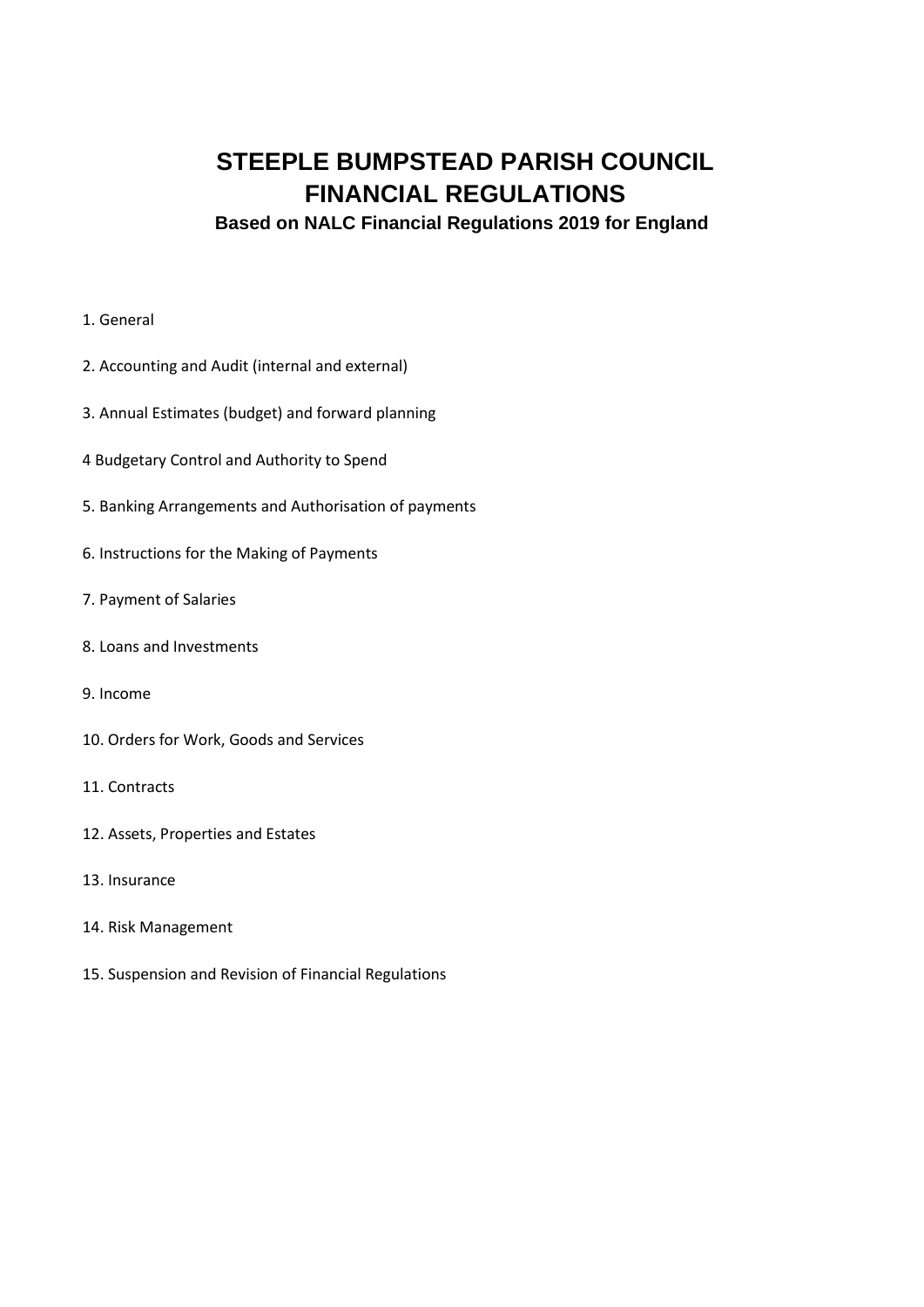# STEEPLE BUMPSTEAD PARISH COUNCIL
# FINANCIAL REGULATIONS

### Based on NALC Financial Regulations 2019 for England

1. General

2. Accounting and Audit (internal and external)

3. Annual Estimates (budget) and forward planning

4 Budgetary Control and Authority to Spend

5. Banking Arrangements and Authorisation of payments

6. Instructions for the Making of Payments

7. Payment of Salaries

8. Loans and Investments

9. Income

10. Orders for Work, Goods and Services

11. Contracts

12. Assets, Properties and Estates

13. Insurance

14. Risk Management

15. Suspension and Revision of Financial Regulations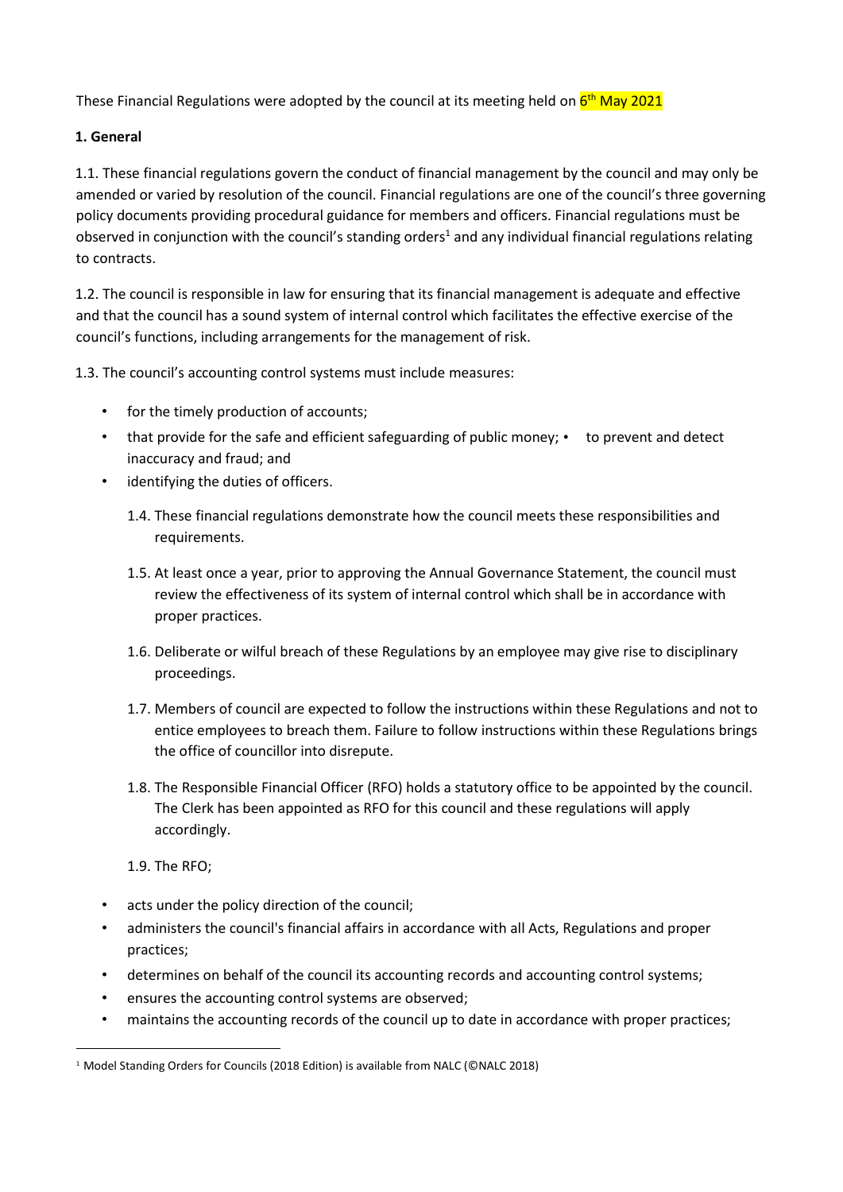These Financial Regulations were adopted by the council at its meeting held on 6th May 2021

**1. General**

1.1. These financial regulations govern the conduct of financial management by the council and may only be amended or varied by resolution of the council. Financial regulations are one of the council's three governing policy documents providing procedural guidance for members and officers. Financial regulations must be observed in conjunction with the council's standing orders[1] and any individual financial regulations relating to contracts.

1.2. The council is responsible in law for ensuring that its financial management is adequate and effective and that the council has a sound system of internal control which facilitates the effective exercise of the council's functions, including arrangements for the management of risk.

1.3. The council's accounting control systems must include measures:

- for the timely production of accounts;
- that provide for the safe and efficient safeguarding of public money;
- to prevent and detect inaccuracy and fraud; and
- identifying the duties of officers.

1.4. These financial regulations demonstrate how the council meets these responsibilities and requirements.

1.5. At least once a year, prior to approving the Annual Governance Statement, the council must review the effectiveness of its system of internal control which shall be in accordance with proper practices.

1.6. Deliberate or wilful breach of these Regulations by an employee may give rise to disciplinary proceedings.

1.7. Members of council are expected to follow the instructions within these Regulations and not to entice employees to breach them. Failure to follow instructions within these Regulations brings the office of councillor into disrepute.

1.8. The Responsible Financial Officer (RFO) holds a statutory office to be appointed by the council. The Clerk has been appointed as RFO for this council and these regulations will apply accordingly.

1.9. The RFO;

- acts under the policy direction of the council;
- administers the council's financial affairs in accordance with all Acts, Regulations and proper practices;
- determines on behalf of the council its accounting records and accounting control systems;
- ensures the accounting control systems are observed;
- maintains the accounting records of the council up to date in accordance with proper practices;

[1] Model Standing Orders for Councils (2018 Edition) is available from NALC (©NALC 2018)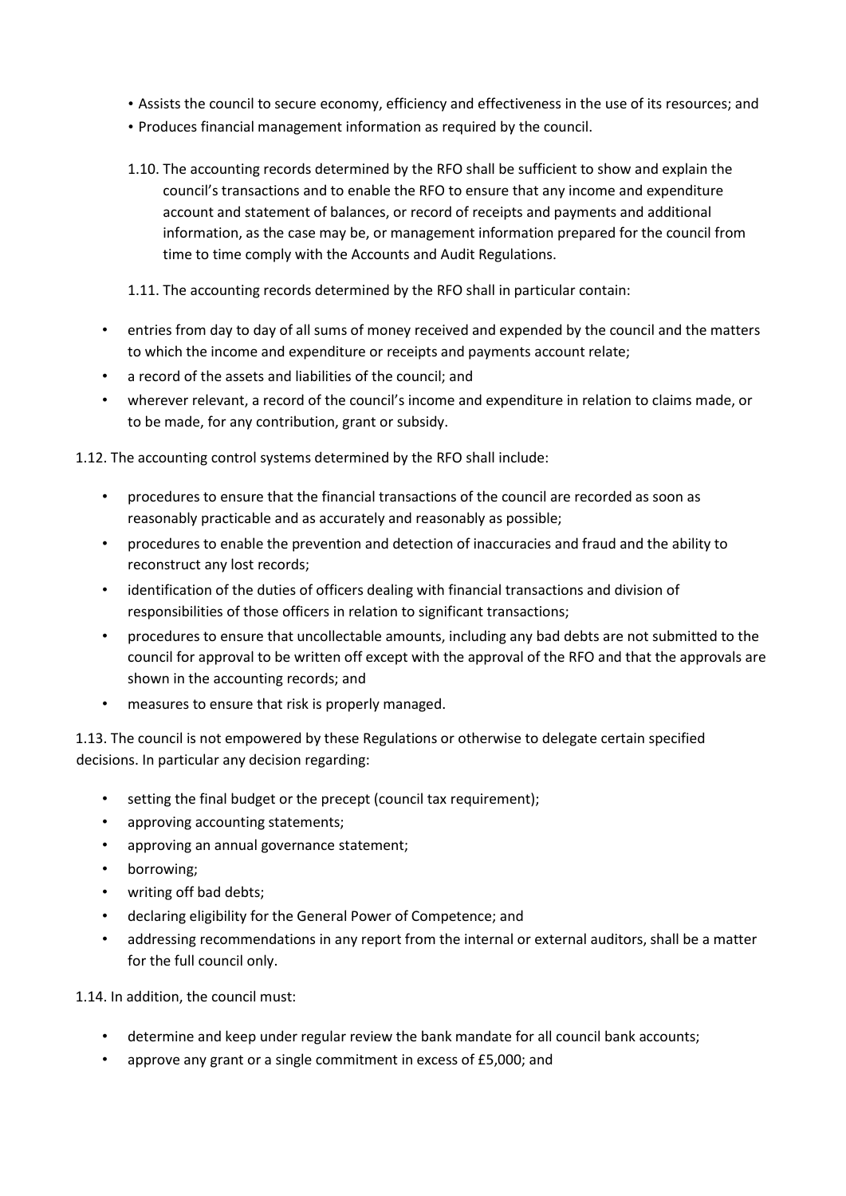- Assists the council to secure economy, efficiency and effectiveness in the use of its resources; and
- Produces financial management information as required by the council.

1.10. The accounting records determined by the RFO shall be sufficient to show and explain the council's transactions and to enable the RFO to ensure that any income and expenditure account and statement of balances, or record of receipts and payments and additional information, as the case may be, or management information prepared for the council from time to time comply with the Accounts and Audit Regulations.

1.11. The accounting records determined by the RFO shall in particular contain:

- entries from day to day of all sums of money received and expended by the council and the matters to which the income and expenditure or receipts and payments account relate;
- a record of the assets and liabilities of the council; and
- wherever relevant, a record of the council's income and expenditure in relation to claims made, or to be made, for any contribution, grant or subsidy.

1.12. The accounting control systems determined by the RFO shall include:

- procedures to ensure that the financial transactions of the council are recorded as soon as reasonably practicable and as accurately and reasonably as possible;
- procedures to enable the prevention and detection of inaccuracies and fraud and the ability to reconstruct any lost records;
- identification of the duties of officers dealing with financial transactions and division of responsibilities of those officers in relation to significant transactions;
- procedures to ensure that uncollectable amounts, including any bad debts are not submitted to the council for approval to be written off except with the approval of the RFO and that the approvals are shown in the accounting records; and
- measures to ensure that risk is properly managed.

1.13. The council is not empowered by these Regulations or otherwise to delegate certain specified decisions. In particular any decision regarding:

- setting the final budget or the precept (council tax requirement);
- approving accounting statements;
- approving an annual governance statement;
- borrowing;
- writing off bad debts;
- declaring eligibility for the General Power of Competence; and
- addressing recommendations in any report from the internal or external auditors, shall be a matter for the full council only.

1.14. In addition, the council must:

- determine and keep under regular review the bank mandate for all council bank accounts;
- approve any grant or a single commitment in excess of £5,000; and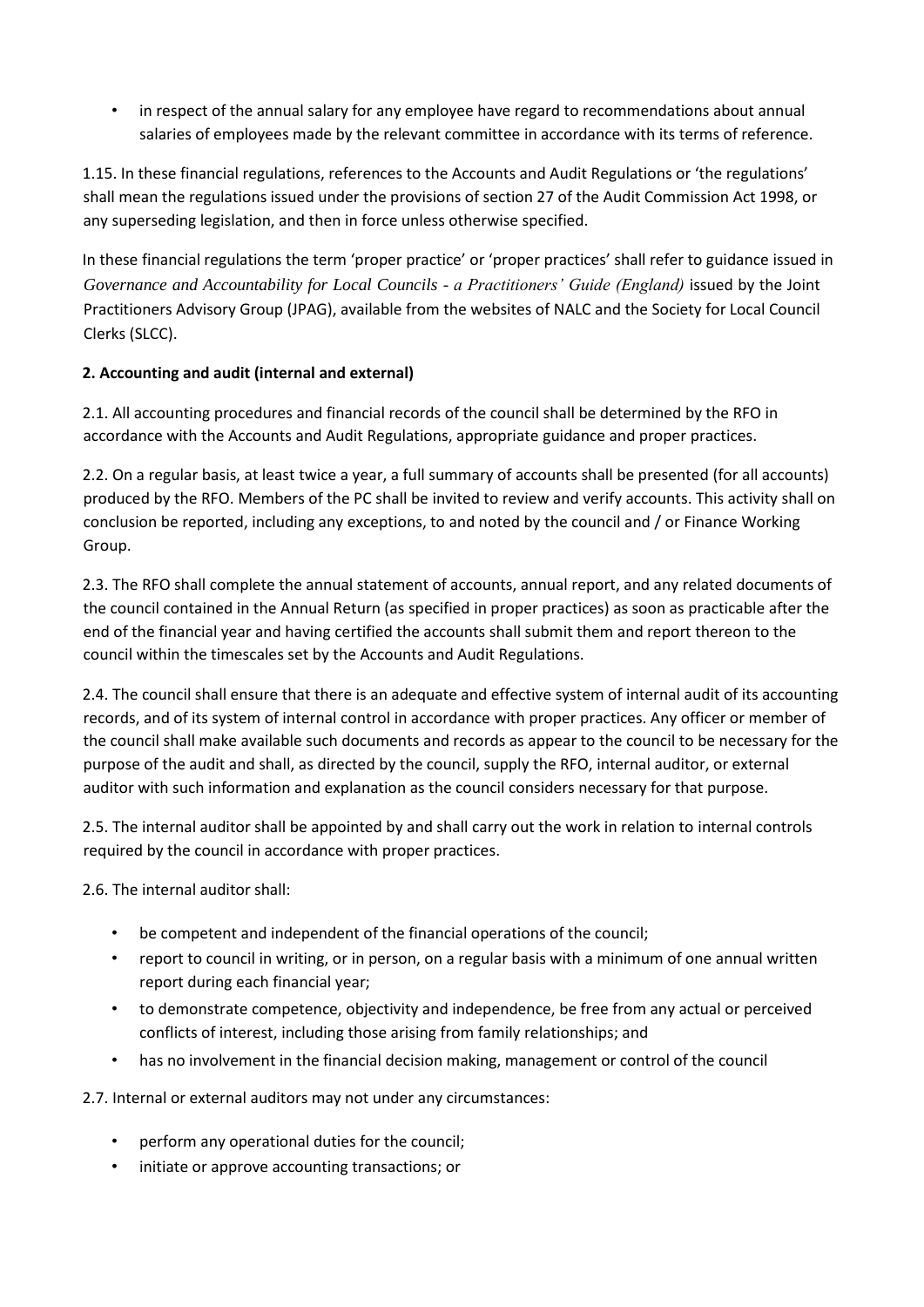- in respect of the annual salary for any employee have regard to recommendations about annual salaries of employees made by the relevant committee in accordance with its terms of reference.

1.15. In these financial regulations, references to the Accounts and Audit Regulations or 'the regulations' shall mean the regulations issued under the provisions of section 27 of the Audit Commission Act 1998, or any superseding legislation, and then in force unless otherwise specified.

In these financial regulations the term 'proper practice' or 'proper practices' shall refer to guidance issued in *Governance and Accountability for Local Councils - a Practitioners' Guide (England)* issued by the Joint Practitioners Advisory Group (JPAG), available from the websites of NALC and the Society for Local Council Clerks (SLCC).

**2. Accounting and audit (internal and external)**

2.1. All accounting procedures and financial records of the council shall be determined by the RFO in accordance with the Accounts and Audit Regulations, appropriate guidance and proper practices.

2.2. On a regular basis, at least twice a year, a full summary of accounts shall be presented (for all accounts) produced by the RFO. Members of the PC shall be invited to review and verify accounts. This activity shall on conclusion be reported, including any exceptions, to and noted by the council and / or Finance Working Group.

2.3. The RFO shall complete the annual statement of accounts, annual report, and any related documents of the council contained in the Annual Return (as specified in proper practices) as soon as practicable after the end of the financial year and having certified the accounts shall submit them and report thereon to the council within the timescales set by the Accounts and Audit Regulations.

2.4. The council shall ensure that there is an adequate and effective system of internal audit of its accounting records, and of its system of internal control in accordance with proper practices. Any officer or member of the council shall make available such documents and records as appear to the council to be necessary for the purpose of the audit and shall, as directed by the council, supply the RFO, internal auditor, or external auditor with such information and explanation as the council considers necessary for that purpose.

2.5. The internal auditor shall be appointed by and shall carry out the work in relation to internal controls required by the council in accordance with proper practices.

2.6. The internal auditor shall:

- be competent and independent of the financial operations of the council;
- report to council in writing, or in person, on a regular basis with a minimum of one annual written report during each financial year;
- to demonstrate competence, objectivity and independence, be free from any actual or perceived conflicts of interest, including those arising from family relationships; and
- has no involvement in the financial decision making, management or control of the council

2.7. Internal or external auditors may not under any circumstances:

- perform any operational duties for the council;
- initiate or approve accounting transactions; or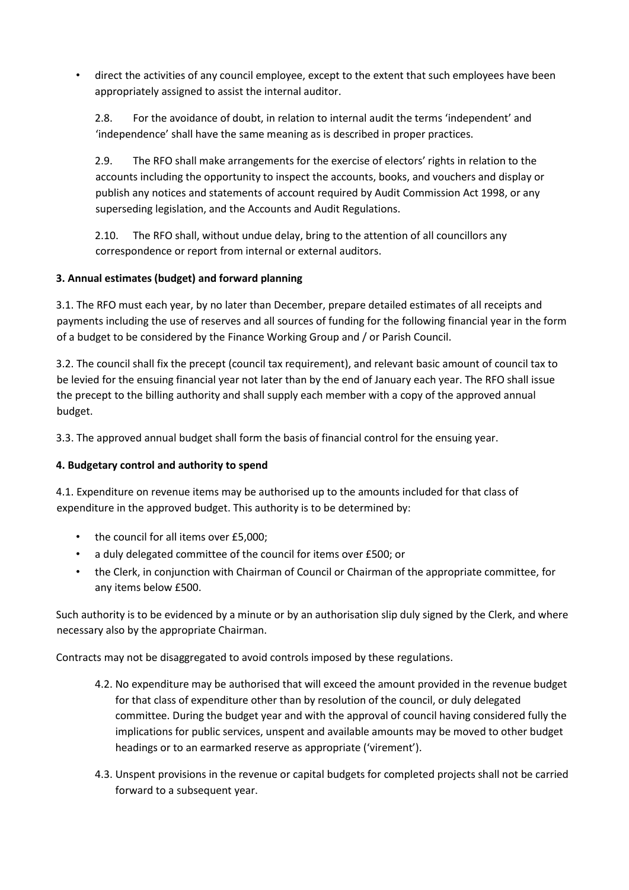- direct the activities of any council employee, except to the extent that such employees have been appropriately assigned to assist the internal auditor.

2.8. For the avoidance of doubt, in relation to internal audit the terms 'independent' and 'independence' shall have the same meaning as is described in proper practices.

2.9. The RFO shall make arrangements for the exercise of electors' rights in relation to the accounts including the opportunity to inspect the accounts, books, and vouchers and display or publish any notices and statements of account required by Audit Commission Act 1998, or any superseding legislation, and the Accounts and Audit Regulations.

2.10. The RFO shall, without undue delay, bring to the attention of all councillors any correspondence or report from internal or external auditors.

**3. Annual estimates (budget) and forward planning**

3.1. The RFO must each year, by no later than December, prepare detailed estimates of all receipts and payments including the use of reserves and all sources of funding for the following financial year in the form of a budget to be considered by the Finance Working Group and / or Parish Council.

3.2. The council shall fix the precept (council tax requirement), and relevant basic amount of council tax to be levied for the ensuing financial year not later than by the end of January each year. The RFO shall issue the precept to the billing authority and shall supply each member with a copy of the approved annual budget.

3.3. The approved annual budget shall form the basis of financial control for the ensuing year.

**4. Budgetary control and authority to spend**

4.1. Expenditure on revenue items may be authorised up to the amounts included for that class of expenditure in the approved budget. This authority is to be determined by:

- the council for all items over £5,000;
- a duly delegated committee of the council for items over £500; or
- the Clerk, in conjunction with Chairman of Council or Chairman of the appropriate committee, for any items below £500.

Such authority is to be evidenced by a minute or by an authorisation slip duly signed by the Clerk, and where necessary also by the appropriate Chairman.

Contracts may not be disaggregated to avoid controls imposed by these regulations.

4.2. No expenditure may be authorised that will exceed the amount provided in the revenue budget for that class of expenditure other than by resolution of the council, or duly delegated committee. During the budget year and with the approval of council having considered fully the implications for public services, unspent and available amounts may be moved to other budget headings or to an earmarked reserve as appropriate ('virement').

4.3. Unspent provisions in the revenue or capital budgets for completed projects shall not be carried forward to a subsequent year.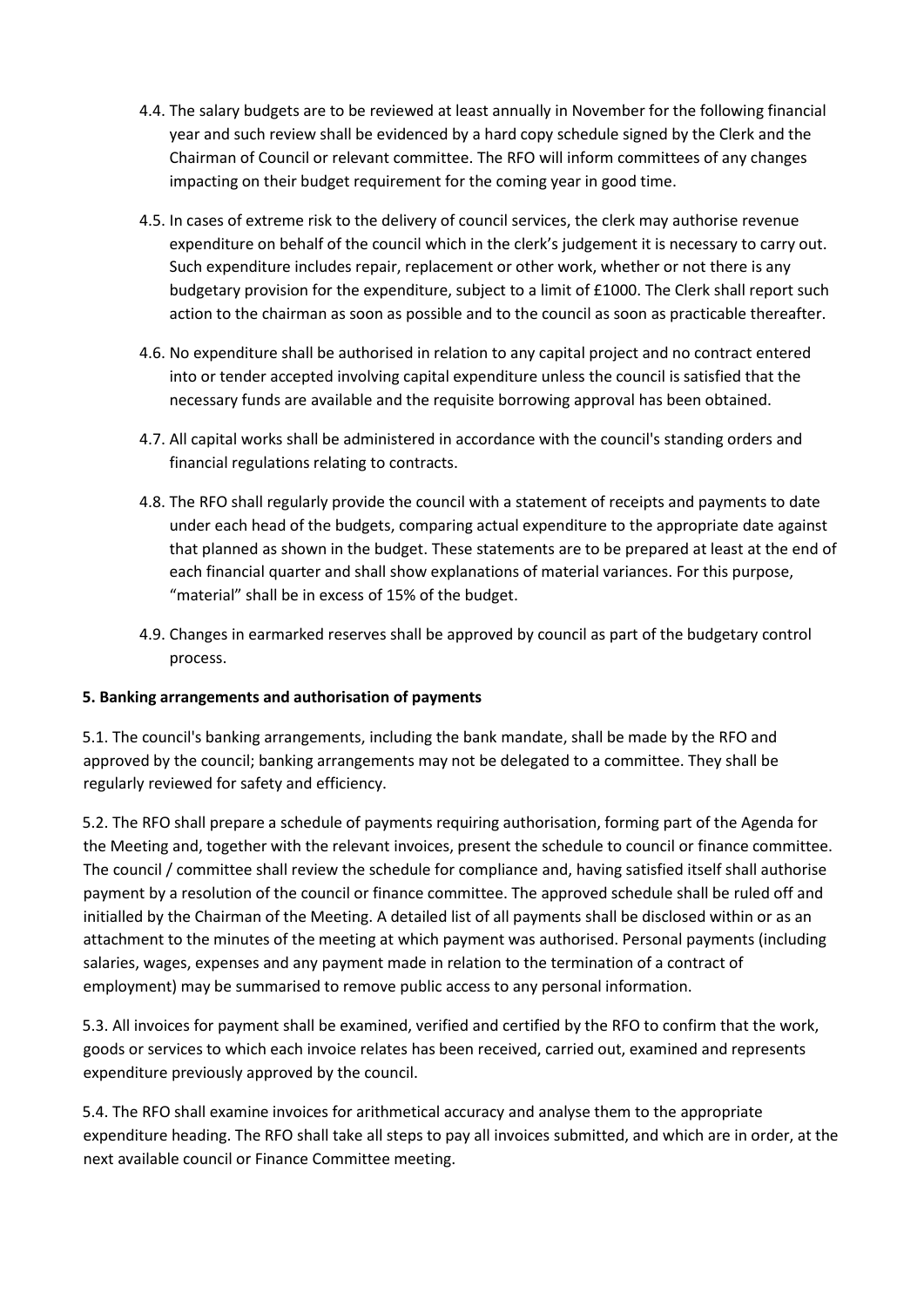4.4. The salary budgets are to be reviewed at least annually in November for the following financial year and such review shall be evidenced by a hard copy schedule signed by the Clerk and the Chairman of Council or relevant committee. The RFO will inform committees of any changes impacting on their budget requirement for the coming year in good time.

4.5. In cases of extreme risk to the delivery of council services, the clerk may authorise revenue expenditure on behalf of the council which in the clerk's judgement it is necessary to carry out. Such expenditure includes repair, replacement or other work, whether or not there is any budgetary provision for the expenditure, subject to a limit of £1000. The Clerk shall report such action to the chairman as soon as possible and to the council as soon as practicable thereafter.

4.6. No expenditure shall be authorised in relation to any capital project and no contract entered into or tender accepted involving capital expenditure unless the council is satisfied that the necessary funds are available and the requisite borrowing approval has been obtained.

4.7. All capital works shall be administered in accordance with the council's standing orders and financial regulations relating to contracts.

4.8. The RFO shall regularly provide the council with a statement of receipts and payments to date under each head of the budgets, comparing actual expenditure to the appropriate date against that planned as shown in the budget. These statements are to be prepared at least at the end of each financial quarter and shall show explanations of material variances. For this purpose, "material" shall be in excess of 15% of the budget.

4.9. Changes in earmarked reserves shall be approved by council as part of the budgetary control process.

**5. Banking arrangements and authorisation of payments**

5.1. The council's banking arrangements, including the bank mandate, shall be made by the RFO and approved by the council; banking arrangements may not be delegated to a committee. They shall be regularly reviewed for safety and efficiency.

5.2. The RFO shall prepare a schedule of payments requiring authorisation, forming part of the Agenda for the Meeting and, together with the relevant invoices, present the schedule to council or finance committee. The council / committee shall review the schedule for compliance and, having satisfied itself shall authorise payment by a resolution of the council or finance committee. The approved schedule shall be ruled off and initialled by the Chairman of the Meeting. A detailed list of all payments shall be disclosed within or as an attachment to the minutes of the meeting at which payment was authorised. Personal payments (including salaries, wages, expenses and any payment made in relation to the termination of a contract of employment) may be summarised to remove public access to any personal information.

5.3. All invoices for payment shall be examined, verified and certified by the RFO to confirm that the work, goods or services to which each invoice relates has been received, carried out, examined and represents expenditure previously approved by the council.

5.4. The RFO shall examine invoices for arithmetical accuracy and analyse them to the appropriate expenditure heading. The RFO shall take all steps to pay all invoices submitted, and which are in order, at the next available council or Finance Committee meeting.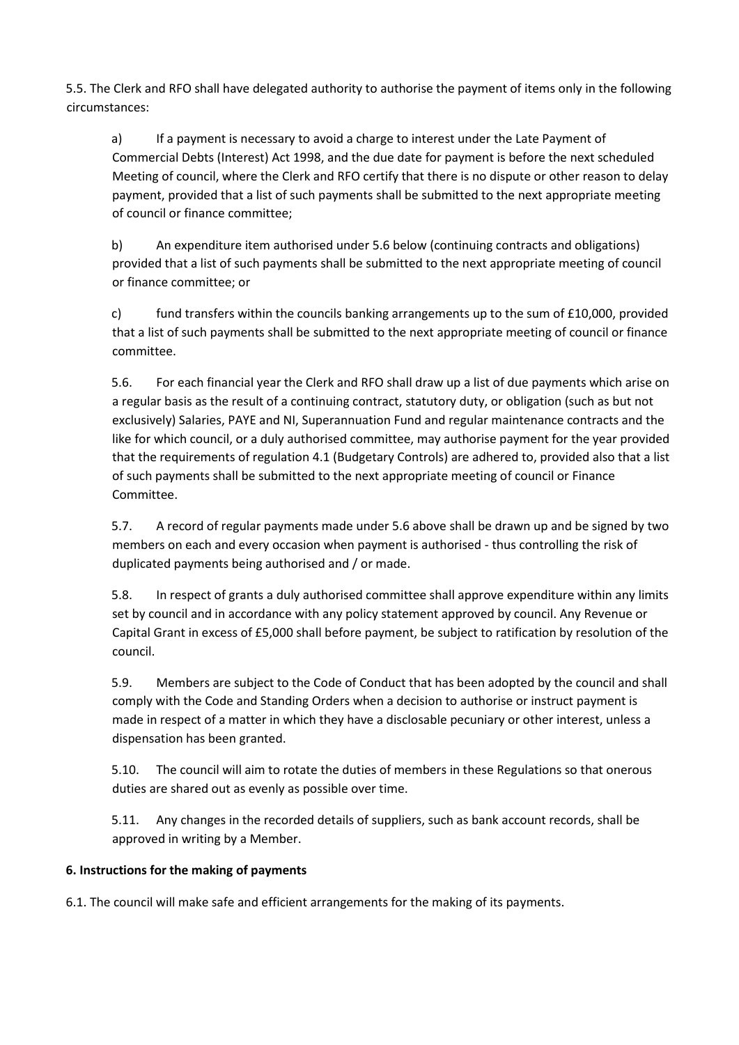5.5. The Clerk and RFO shall have delegated authority to authorise the payment of items only in the following circumstances:

a) If a payment is necessary to avoid a charge to interest under the Late Payment of Commercial Debts (Interest) Act 1998, and the due date for payment is before the next scheduled Meeting of council, where the Clerk and RFO certify that there is no dispute or other reason to delay payment, provided that a list of such payments shall be submitted to the next appropriate meeting of council or finance committee;

b) An expenditure item authorised under 5.6 below (continuing contracts and obligations) provided that a list of such payments shall be submitted to the next appropriate meeting of council or finance committee; or

c) fund transfers within the councils banking arrangements up to the sum of £10,000, provided that a list of such payments shall be submitted to the next appropriate meeting of council or finance committee.

5.6. For each financial year the Clerk and RFO shall draw up a list of due payments which arise on a regular basis as the result of a continuing contract, statutory duty, or obligation (such as but not exclusively) Salaries, PAYE and NI, Superannuation Fund and regular maintenance contracts and the like for which council, or a duly authorised committee, may authorise payment for the year provided that the requirements of regulation 4.1 (Budgetary Controls) are adhered to, provided also that a list of such payments shall be submitted to the next appropriate meeting of council or Finance Committee.

5.7. A record of regular payments made under 5.6 above shall be drawn up and be signed by two members on each and every occasion when payment is authorised - thus controlling the risk of duplicated payments being authorised and / or made.

5.8. In respect of grants a duly authorised committee shall approve expenditure within any limits set by council and in accordance with any policy statement approved by council. Any Revenue or Capital Grant in excess of £5,000 shall before payment, be subject to ratification by resolution of the council.

5.9. Members are subject to the Code of Conduct that has been adopted by the council and shall comply with the Code and Standing Orders when a decision to authorise or instruct payment is made in respect of a matter in which they have a disclosable pecuniary or other interest, unless a dispensation has been granted.

5.10. The council will aim to rotate the duties of members in these Regulations so that onerous duties are shared out as evenly as possible over time.

5.11. Any changes in the recorded details of suppliers, such as bank account records, shall be approved in writing by a Member.

**6. Instructions for the making of payments**

6.1. The council will make safe and efficient arrangements for the making of its payments.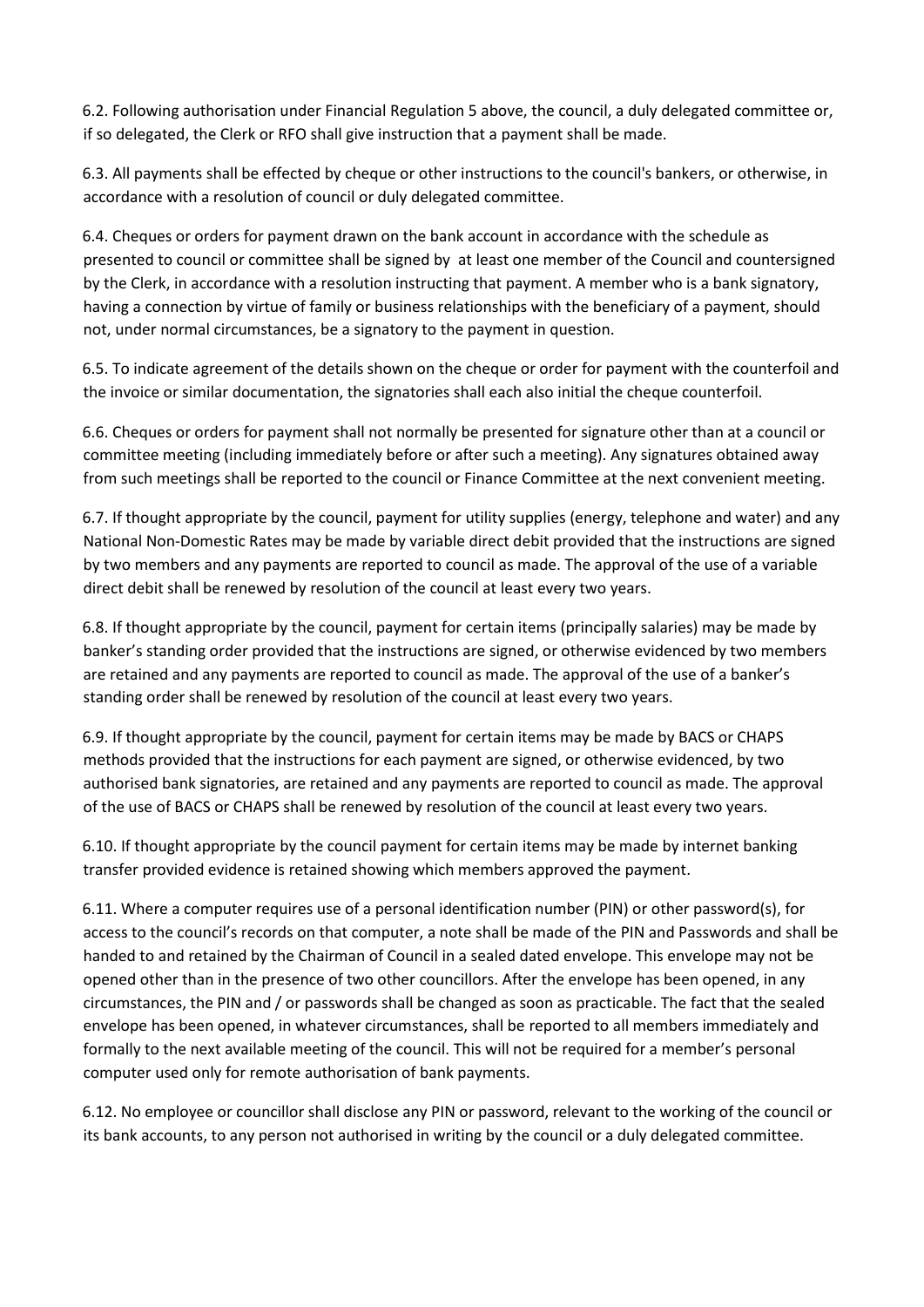6.2. Following authorisation under Financial Regulation 5 above, the council, a duly delegated committee or, if so delegated, the Clerk or RFO shall give instruction that a payment shall be made.

6.3. All payments shall be effected by cheque or other instructions to the council's bankers, or otherwise, in accordance with a resolution of council or duly delegated committee.

6.4. Cheques or orders for payment drawn on the bank account in accordance with the schedule as presented to council or committee shall be signed by at least one member of the Council and countersigned by the Clerk, in accordance with a resolution instructing that payment. A member who is a bank signatory, having a connection by virtue of family or business relationships with the beneficiary of a payment, should not, under normal circumstances, be a signatory to the payment in question.

6.5. To indicate agreement of the details shown on the cheque or order for payment with the counterfoil and the invoice or similar documentation, the signatories shall each also initial the cheque counterfoil.

6.6. Cheques or orders for payment shall not normally be presented for signature other than at a council or committee meeting (including immediately before or after such a meeting). Any signatures obtained away from such meetings shall be reported to the council or Finance Committee at the next convenient meeting.

6.7. If thought appropriate by the council, payment for utility supplies (energy, telephone and water) and any National Non-Domestic Rates may be made by variable direct debit provided that the instructions are signed by two members and any payments are reported to council as made. The approval of the use of a variable direct debit shall be renewed by resolution of the council at least every two years.

6.8. If thought appropriate by the council, payment for certain items (principally salaries) may be made by banker's standing order provided that the instructions are signed, or otherwise evidenced by two members are retained and any payments are reported to council as made. The approval of the use of a banker's standing order shall be renewed by resolution of the council at least every two years.

6.9. If thought appropriate by the council, payment for certain items may be made by BACS or CHAPS methods provided that the instructions for each payment are signed, or otherwise evidenced, by two authorised bank signatories, are retained and any payments are reported to council as made. The approval of the use of BACS or CHAPS shall be renewed by resolution of the council at least every two years.

6.10. If thought appropriate by the council payment for certain items may be made by internet banking transfer provided evidence is retained showing which members approved the payment.

6.11. Where a computer requires use of a personal identification number (PIN) or other password(s), for access to the council's records on that computer, a note shall be made of the PIN and Passwords and shall be handed to and retained by the Chairman of Council in a sealed dated envelope. This envelope may not be opened other than in the presence of two other councillors. After the envelope has been opened, in any circumstances, the PIN and / or passwords shall be changed as soon as practicable. The fact that the sealed envelope has been opened, in whatever circumstances, shall be reported to all members immediately and formally to the next available meeting of the council. This will not be required for a member's personal computer used only for remote authorisation of bank payments.

6.12. No employee or councillor shall disclose any PIN or password, relevant to the working of the council or its bank accounts, to any person not authorised in writing by the council or a duly delegated committee.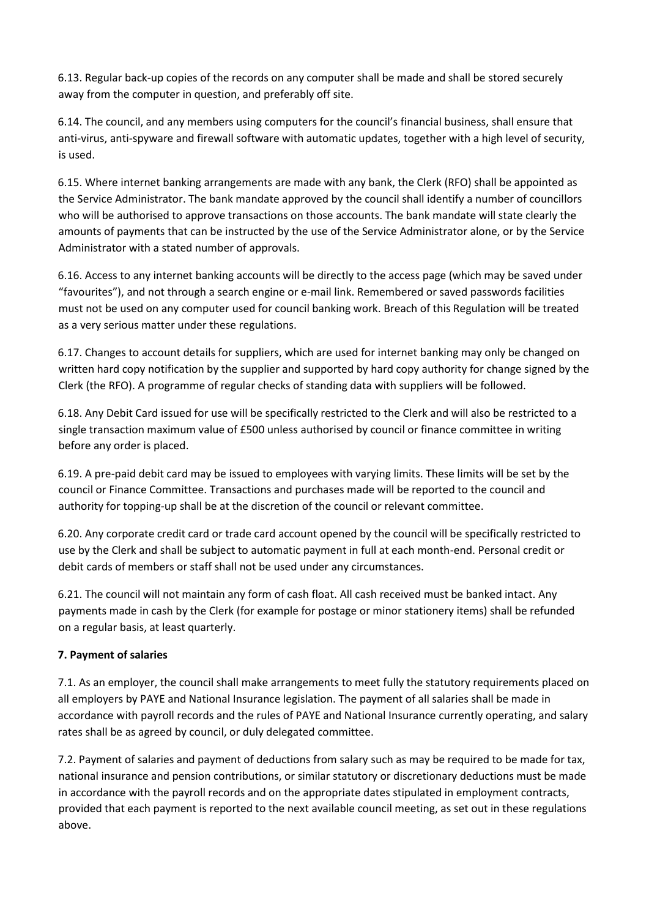6.13. Regular back-up copies of the records on any computer shall be made and shall be stored securely away from the computer in question, and preferably off site.

6.14. The council, and any members using computers for the council's financial business, shall ensure that anti-virus, anti-spyware and firewall software with automatic updates, together with a high level of security, is used.

6.15. Where internet banking arrangements are made with any bank, the Clerk (RFO) shall be appointed as the Service Administrator. The bank mandate approved by the council shall identify a number of councillors who will be authorised to approve transactions on those accounts. The bank mandate will state clearly the amounts of payments that can be instructed by the use of the Service Administrator alone, or by the Service Administrator with a stated number of approvals.

6.16. Access to any internet banking accounts will be directly to the access page (which may be saved under "favourites"), and not through a search engine or e-mail link. Remembered or saved passwords facilities must not be used on any computer used for council banking work. Breach of this Regulation will be treated as a very serious matter under these regulations.

6.17. Changes to account details for suppliers, which are used for internet banking may only be changed on written hard copy notification by the supplier and supported by hard copy authority for change signed by the Clerk (the RFO). A programme of regular checks of standing data with suppliers will be followed.

6.18. Any Debit Card issued for use will be specifically restricted to the Clerk and will also be restricted to a single transaction maximum value of £500 unless authorised by council or finance committee in writing before any order is placed.

6.19. A pre-paid debit card may be issued to employees with varying limits. These limits will be set by the council or Finance Committee. Transactions and purchases made will be reported to the council and authority for topping-up shall be at the discretion of the council or relevant committee.

6.20. Any corporate credit card or trade card account opened by the council will be specifically restricted to use by the Clerk and shall be subject to automatic payment in full at each month-end. Personal credit or debit cards of members or staff shall not be used under any circumstances.

6.21. The council will not maintain any form of cash float. All cash received must be banked intact. Any payments made in cash by the Clerk (for example for postage or minor stationery items) shall be refunded on a regular basis, at least quarterly.

**7. Payment of salaries**

7.1. As an employer, the council shall make arrangements to meet fully the statutory requirements placed on all employers by PAYE and National Insurance legislation. The payment of all salaries shall be made in accordance with payroll records and the rules of PAYE and National Insurance currently operating, and salary rates shall be as agreed by council, or duly delegated committee.

7.2. Payment of salaries and payment of deductions from salary such as may be required to be made for tax, national insurance and pension contributions, or similar statutory or discretionary deductions must be made in accordance with the payroll records and on the appropriate dates stipulated in employment contracts, provided that each payment is reported to the next available council meeting, as set out in these regulations above.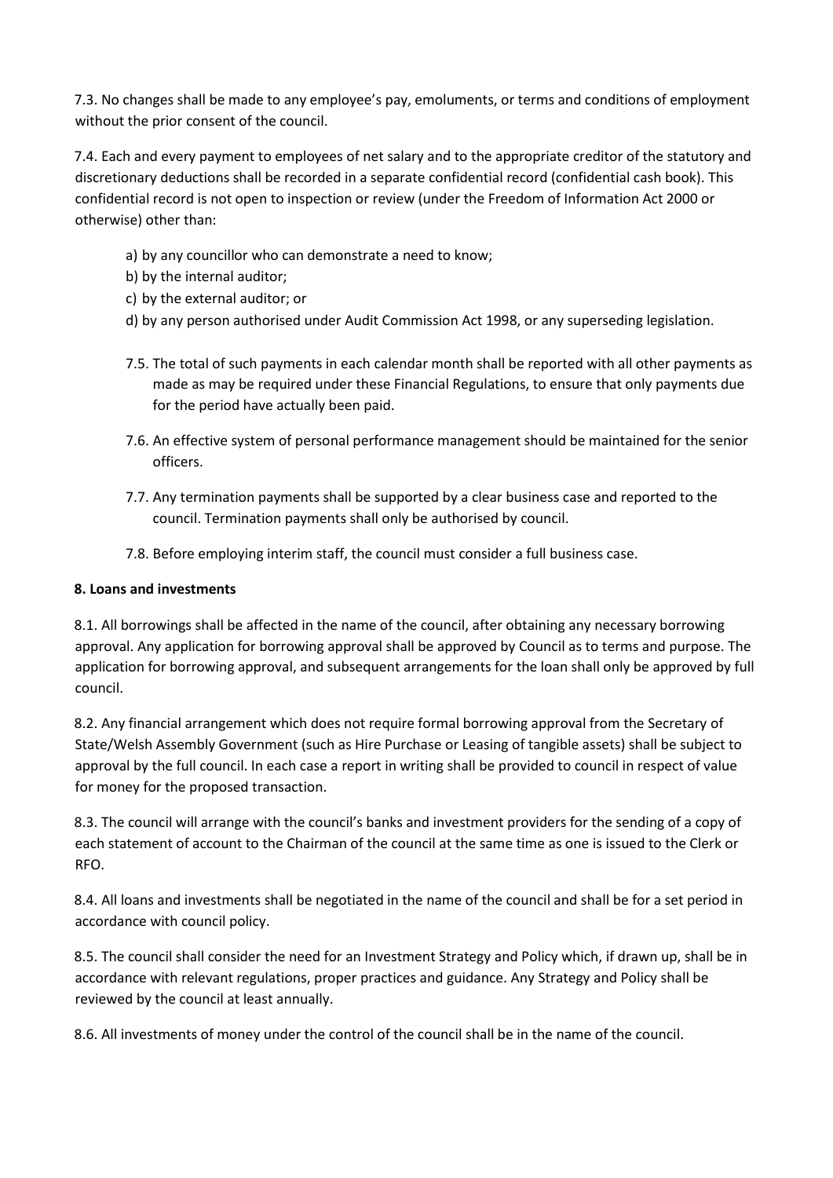7.3. No changes shall be made to any employee's pay, emoluments, or terms and conditions of employment without the prior consent of the council.

7.4. Each and every payment to employees of net salary and to the appropriate creditor of the statutory and discretionary deductions shall be recorded in a separate confidential record (confidential cash book). This confidential record is not open to inspection or review (under the Freedom of Information Act 2000 or otherwise) other than:

a) by any councillor who can demonstrate a need to know;
b) by the internal auditor;
c) by the external auditor; or
d) by any person authorised under Audit Commission Act 1998, or any superseding legislation.

7.5. The total of such payments in each calendar month shall be reported with all other payments as made as may be required under these Financial Regulations, to ensure that only payments due for the period have actually been paid.

7.6. An effective system of personal performance management should be maintained for the senior officers.

7.7. Any termination payments shall be supported by a clear business case and reported to the council. Termination payments shall only be authorised by council.

7.8. Before employing interim staff, the council must consider a full business case.

**8. Loans and investments**

8.1. All borrowings shall be affected in the name of the council, after obtaining any necessary borrowing approval. Any application for borrowing approval shall be approved by Council as to terms and purpose. The application for borrowing approval, and subsequent arrangements for the loan shall only be approved by full council.

8.2. Any financial arrangement which does not require formal borrowing approval from the Secretary of State/Welsh Assembly Government (such as Hire Purchase or Leasing of tangible assets) shall be subject to approval by the full council. In each case a report in writing shall be provided to council in respect of value for money for the proposed transaction.

8.3. The council will arrange with the council's banks and investment providers for the sending of a copy of each statement of account to the Chairman of the council at the same time as one is issued to the Clerk or RFO.

8.4. All loans and investments shall be negotiated in the name of the council and shall be for a set period in accordance with council policy.

8.5. The council shall consider the need for an Investment Strategy and Policy which, if drawn up, shall be in accordance with relevant regulations, proper practices and guidance. Any Strategy and Policy shall be reviewed by the council at least annually.

8.6. All investments of money under the control of the council shall be in the name of the council.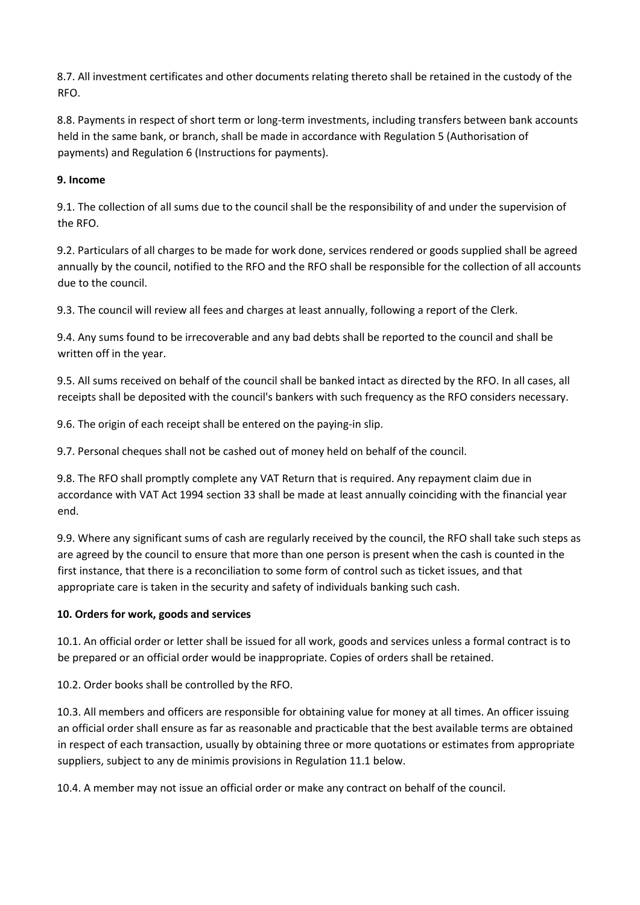8.7. All investment certificates and other documents relating thereto shall be retained in the custody of the RFO.

8.8. Payments in respect of short term or long-term investments, including transfers between bank accounts held in the same bank, or branch, shall be made in accordance with Regulation 5 (Authorisation of payments) and Regulation 6 (Instructions for payments).

**9. Income**

9.1. The collection of all sums due to the council shall be the responsibility of and under the supervision of the RFO.

9.2. Particulars of all charges to be made for work done, services rendered or goods supplied shall be agreed annually by the council, notified to the RFO and the RFO shall be responsible for the collection of all accounts due to the council.

9.3. The council will review all fees and charges at least annually, following a report of the Clerk.

9.4. Any sums found to be irrecoverable and any bad debts shall be reported to the council and shall be written off in the year.

9.5. All sums received on behalf of the council shall be banked intact as directed by the RFO. In all cases, all receipts shall be deposited with the council's bankers with such frequency as the RFO considers necessary.

9.6. The origin of each receipt shall be entered on the paying-in slip.

9.7. Personal cheques shall not be cashed out of money held on behalf of the council.

9.8. The RFO shall promptly complete any VAT Return that is required. Any repayment claim due in accordance with VAT Act 1994 section 33 shall be made at least annually coinciding with the financial year end.

9.9. Where any significant sums of cash are regularly received by the council, the RFO shall take such steps as are agreed by the council to ensure that more than one person is present when the cash is counted in the first instance, that there is a reconciliation to some form of control such as ticket issues, and that appropriate care is taken in the security and safety of individuals banking such cash.

**10. Orders for work, goods and services**

10.1. An official order or letter shall be issued for all work, goods and services unless a formal contract is to be prepared or an official order would be inappropriate. Copies of orders shall be retained.

10.2. Order books shall be controlled by the RFO.

10.3. All members and officers are responsible for obtaining value for money at all times. An officer issuing an official order shall ensure as far as reasonable and practicable that the best available terms are obtained in respect of each transaction, usually by obtaining three or more quotations or estimates from appropriate suppliers, subject to any de minimis provisions in Regulation 11.1 below.

10.4. A member may not issue an official order or make any contract on behalf of the council.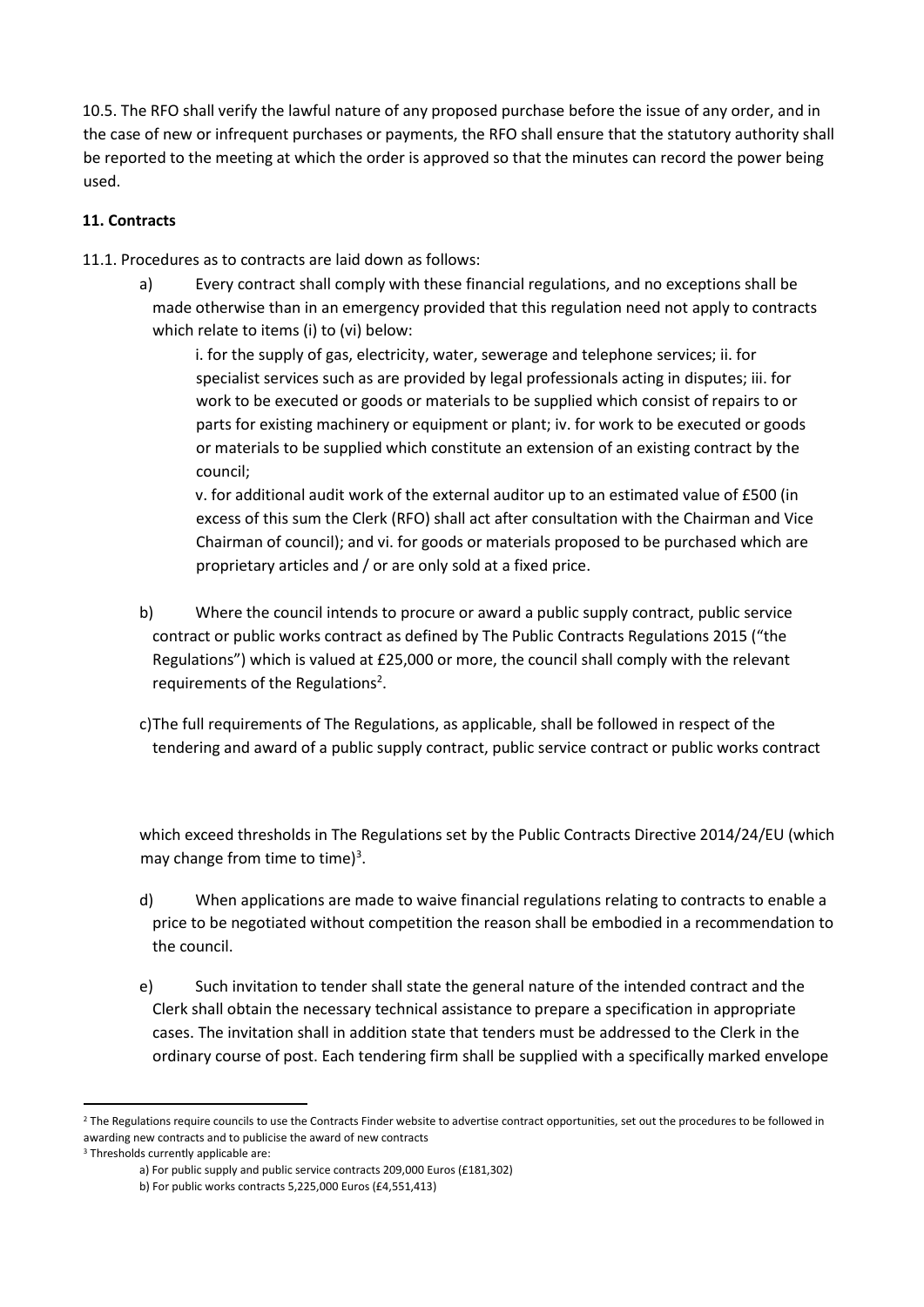10.5. The RFO shall verify the lawful nature of any proposed purchase before the issue of any order, and in the case of new or infrequent purchases or payments, the RFO shall ensure that the statutory authority shall be reported to the meeting at which the order is approved so that the minutes can record the power being used.

**11. Contracts**

11.1. Procedures as to contracts are laid down as follows:

a) Every contract shall comply with these financial regulations, and no exceptions shall be made otherwise than in an emergency provided that this regulation need not apply to contracts which relate to items (i) to (vi) below:

i. for the supply of gas, electricity, water, sewerage and telephone services; ii. for specialist services such as are provided by legal professionals acting in disputes; iii. for work to be executed or goods or materials to be supplied which consist of repairs to or parts for existing machinery or equipment or plant; iv. for work to be executed or goods or materials to be supplied which constitute an extension of an existing contract by the council;

v. for additional audit work of the external auditor up to an estimated value of £500 (in excess of this sum the Clerk (RFO) shall act after consultation with the Chairman and Vice Chairman of council); and vi. for goods or materials proposed to be purchased which are proprietary articles and / or are only sold at a fixed price.

b) Where the council intends to procure or award a public supply contract, public service contract or public works contract as defined by The Public Contracts Regulations 2015 ("the Regulations") which is valued at £25,000 or more, the council shall comply with the relevant requirements of the Regulations[2].

c) The full requirements of The Regulations, as applicable, shall be followed in respect of the tendering and award of a public supply contract, public service contract or public works contract which exceed thresholds in The Regulations set by the Public Contracts Directive 2014/24/EU (which may change from time to time)[3].

d) When applications are made to waive financial regulations relating to contracts to enable a price to be negotiated without competition the reason shall be embodied in a recommendation to the council.

e) Such invitation to tender shall state the general nature of the intended contract and the Clerk shall obtain the necessary technical assistance to prepare a specification in appropriate cases. The invitation shall in addition state that tenders must be addressed to the Clerk in the ordinary course of post. Each tendering firm shall be supplied with a specifically marked envelope

---

[2] The Regulations require councils to use the Contracts Finder website to advertise contract opportunities, set out the procedures to be followed in awarding new contracts and to publicise the award of new contracts

[3] Thresholds currently applicable are:

a) For public supply and public service contracts 209,000 Euros (£181,302)

b) For public works contracts 5,225,000 Euros (£4,551,413)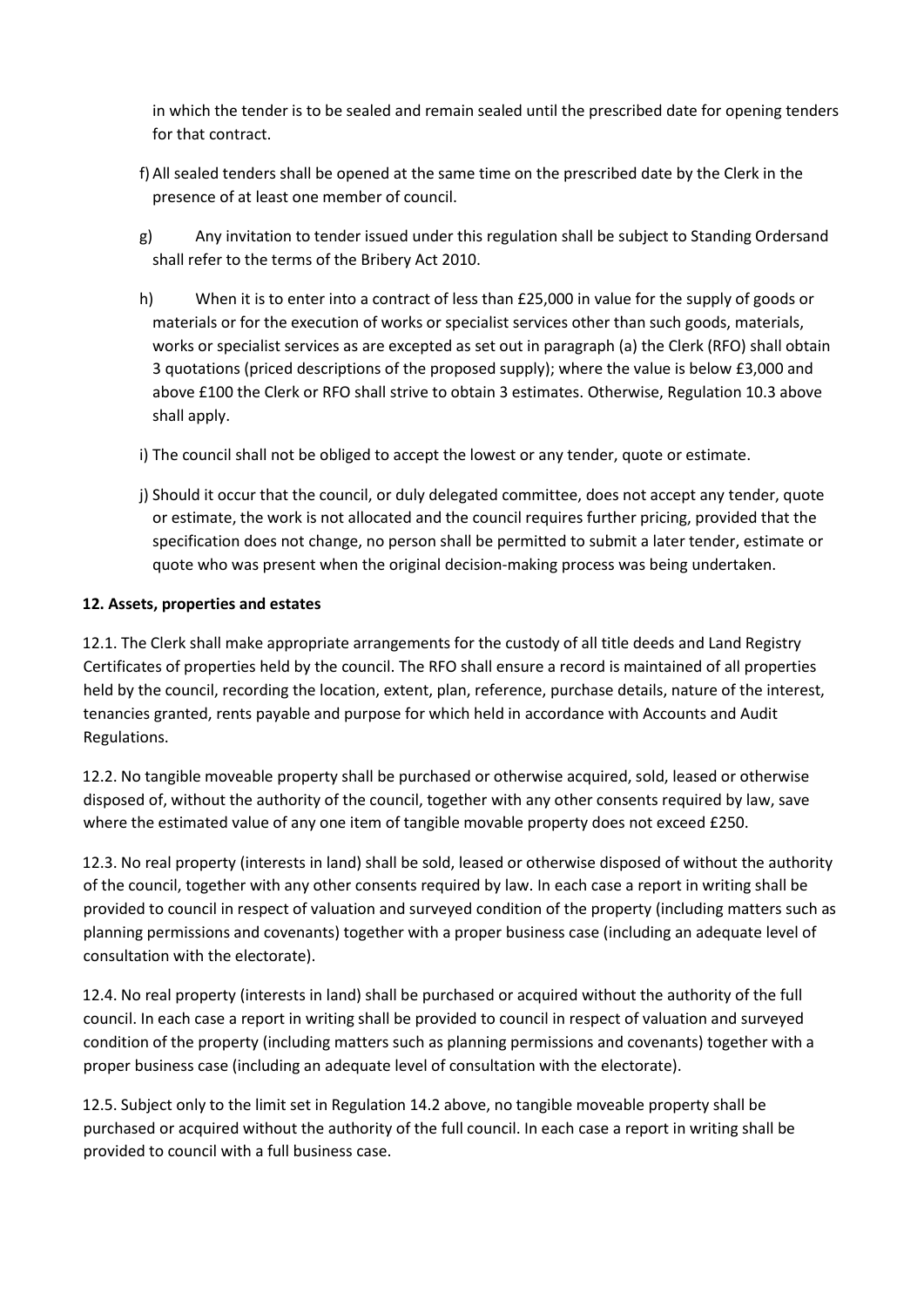in which the tender is to be sealed and remain sealed until the prescribed date for opening tenders for that contract.

f) All sealed tenders shall be opened at the same time on the prescribed date by the Clerk in the presence of at least one member of council.

g) Any invitation to tender issued under this regulation shall be subject to Standing Ordersand shall refer to the terms of the Bribery Act 2010.

h) When it is to enter into a contract of less than £25,000 in value for the supply of goods or materials or for the execution of works or specialist services other than such goods, materials, works or specialist services as are excepted as set out in paragraph (a) the Clerk (RFO) shall obtain 3 quotations (priced descriptions of the proposed supply); where the value is below £3,000 and above £100 the Clerk or RFO shall strive to obtain 3 estimates. Otherwise, Regulation 10.3 above shall apply.

i) The council shall not be obliged to accept the lowest or any tender, quote or estimate.

j) Should it occur that the council, or duly delegated committee, does not accept any tender, quote or estimate, the work is not allocated and the council requires further pricing, provided that the specification does not change, no person shall be permitted to submit a later tender, estimate or quote who was present when the original decision-making process was being undertaken.

**12. Assets, properties and estates**

12.1. The Clerk shall make appropriate arrangements for the custody of all title deeds and Land Registry Certificates of properties held by the council. The RFO shall ensure a record is maintained of all properties held by the council, recording the location, extent, plan, reference, purchase details, nature of the interest, tenancies granted, rents payable and purpose for which held in accordance with Accounts and Audit Regulations.

12.2. No tangible moveable property shall be purchased or otherwise acquired, sold, leased or otherwise disposed of, without the authority of the council, together with any other consents required by law, save where the estimated value of any one item of tangible movable property does not exceed £250.

12.3. No real property (interests in land) shall be sold, leased or otherwise disposed of without the authority of the council, together with any other consents required by law. In each case a report in writing shall be provided to council in respect of valuation and surveyed condition of the property (including matters such as planning permissions and covenants) together with a proper business case (including an adequate level of consultation with the electorate).

12.4. No real property (interests in land) shall be purchased or acquired without the authority of the full council. In each case a report in writing shall be provided to council in respect of valuation and surveyed condition of the property (including matters such as planning permissions and covenants) together with a proper business case (including an adequate level of consultation with the electorate).

12.5. Subject only to the limit set in Regulation 14.2 above, no tangible moveable property shall be purchased or acquired without the authority of the full council. In each case a report in writing shall be provided to council with a full business case.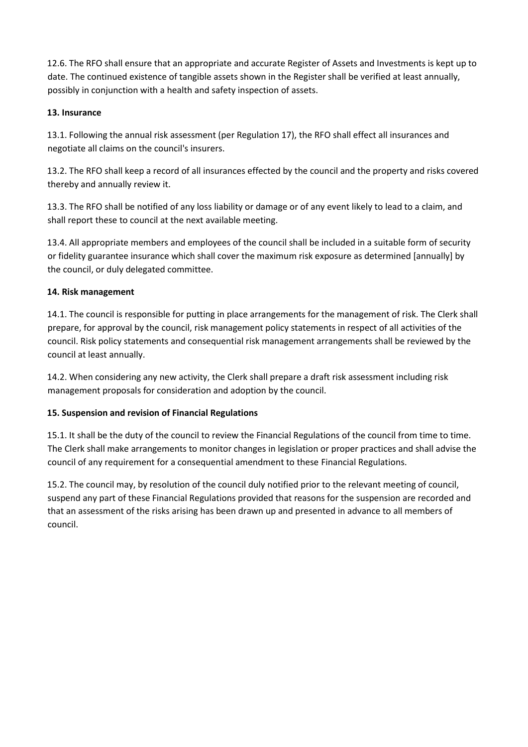12.6. The RFO shall ensure that an appropriate and accurate Register of Assets and Investments is kept up to date. The continued existence of tangible assets shown in the Register shall be verified at least annually, possibly in conjunction with a health and safety inspection of assets.

**13. Insurance**

13.1. Following the annual risk assessment (per Regulation 17), the RFO shall effect all insurances and negotiate all claims on the council's insurers.

13.2. The RFO shall keep a record of all insurances effected by the council and the property and risks covered thereby and annually review it.

13.3. The RFO shall be notified of any loss liability or damage or of any event likely to lead to a claim, and shall report these to council at the next available meeting.

13.4. All appropriate members and employees of the council shall be included in a suitable form of security or fidelity guarantee insurance which shall cover the maximum risk exposure as determined [annually] by the council, or duly delegated committee.

**14. Risk management**

14.1. The council is responsible for putting in place arrangements for the management of risk. The Clerk shall prepare, for approval by the council, risk management policy statements in respect of all activities of the council. Risk policy statements and consequential risk management arrangements shall be reviewed by the council at least annually.

14.2. When considering any new activity, the Clerk shall prepare a draft risk assessment including risk management proposals for consideration and adoption by the council.

**15. Suspension and revision of Financial Regulations**

15.1. It shall be the duty of the council to review the Financial Regulations of the council from time to time. The Clerk shall make arrangements to monitor changes in legislation or proper practices and shall advise the council of any requirement for a consequential amendment to these Financial Regulations.

15.2. The council may, by resolution of the council duly notified prior to the relevant meeting of council, suspend any part of these Financial Regulations provided that reasons for the suspension are recorded and that an assessment of the risks arising has been drawn up and presented in advance to all members of council.